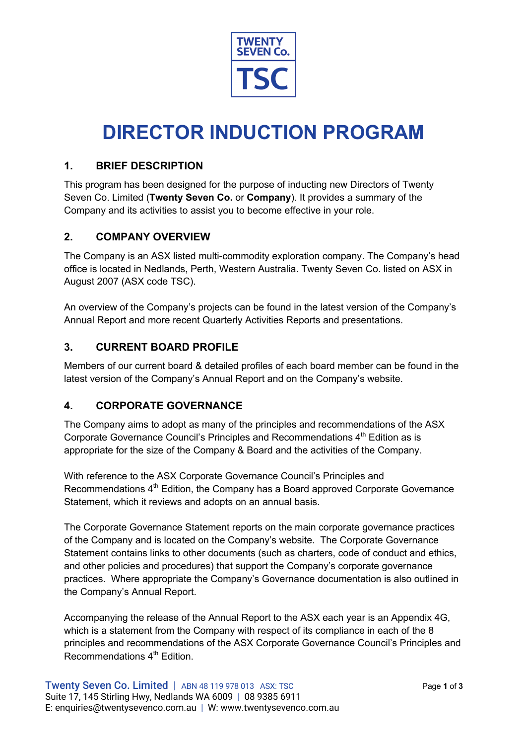# DIRECTOR INDUCTION PROGRAM

## 1. BRIEF DESCRIPTION

This program has been designed for the purpose of inducting new Directors of Twenty Seven Co. Limited (**Twenty Seven Co.** or **Company**). It provides a summary of the Company and its activities to assist you to become effective in your role.

## 2. COMPANY OVERVIEW

The Company is an ASX listed multi-commodity exploration company. The Company's head office is located in Nedlands, Perth, Western Australia. Twenty Seven Co. listed on ASX in August 2007 (ASX code TSC).

An overview of the Company's projects can be found in the latest version of the Company's Annual Report and more recent Quarterly Activities Reports and presentations.

## 3. CURRENT BOARD PROFILE

Members of our current board & detailed profiles of each board member can be found in the latest version of the Company's Annual Report and on the Company's website.

## 4. CORPORATE GOVERNANCE

The Company aims to adopt as many of the principles and recommendations of the ASX Corporate Governance Council's Principles and Recommendations 4th Edition as is appropriate for the size of the Company & Board and the activities of the Company.

With reference to the ASX Corporate Governance Council's Principles and Recommendations 4th Edition, the Company has a Board approved Corporate Governance Statement, which it reviews and adopts on an annual basis.

The Corporate Governance Statement reports on the main corporate governance practices of the Company and is located on the Company's website. The Corporate Governance Statement contains links to other documents (such as charters, code of conduct and ethics, and other policies and procedures) that support the Company's corporate governance practices. Where appropriate the Company's Governance documentation is also outlined in the Company's Annual Report.

Accompanying the release of the Annual Report to the ASX each year is an Appendix 4G, which is a statement from the Company with respect of its compliance in each of the 8 principles and recommendations of the ASX Corporate Governance Council's Principles and Recommendations 4th Edition.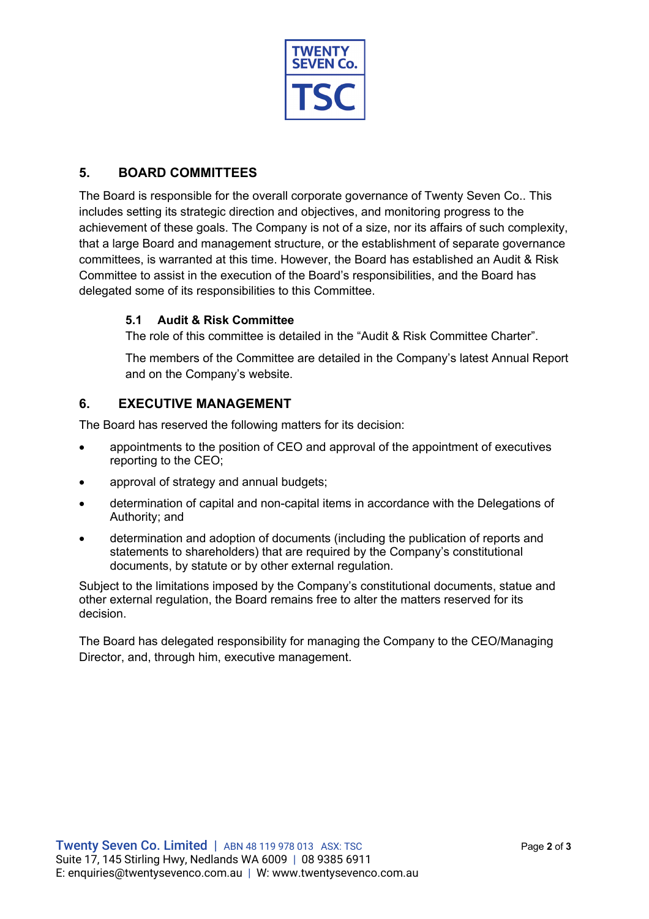## 5. BOARD COMMITTEES

The Board is responsible for the overall corporate governance of Twenty Seven Co.. This includes setting its strategic direction and objectives, and monitoring progress to the achievement of these goals. The Company is not of a size, nor its affairs of such complexity, that a large Board and management structure, or the establishment of separate governance committees, is warranted at this time. However, the Board has established an Audit & Risk Committee to assist in the execution of the Board's responsibilities, and the Board has delegated some of its responsibilities to this Committee.

### 5.1 Audit & Risk Committee

The role of this committee is detailed in the "Audit & Risk Committee Charter".

The members of the Committee are detailed in the Company's latest Annual Report and on the Company's website.

## 6. EXECUTIVE MANAGEMENT

The Board has reserved the following matters for its decision:

- appointments to the position of CEO and approval of the appointment of executives reporting to the CEO;
- approval of strategy and annual budgets;
- determination of capital and non-capital items in accordance with the Delegations of Authority; and
- determination and adoption of documents (including the publication of reports and statements to shareholders) that are required by the Company's constitutional documents, by statute or by other external regulation.

Subject to the limitations imposed by the Company's constitutional documents, statue and other external regulation, the Board remains free to alter the matters reserved for its decision.

The Board has delegated responsibility for managing the Company to the CEO/Managing Director, and, through him, executive management.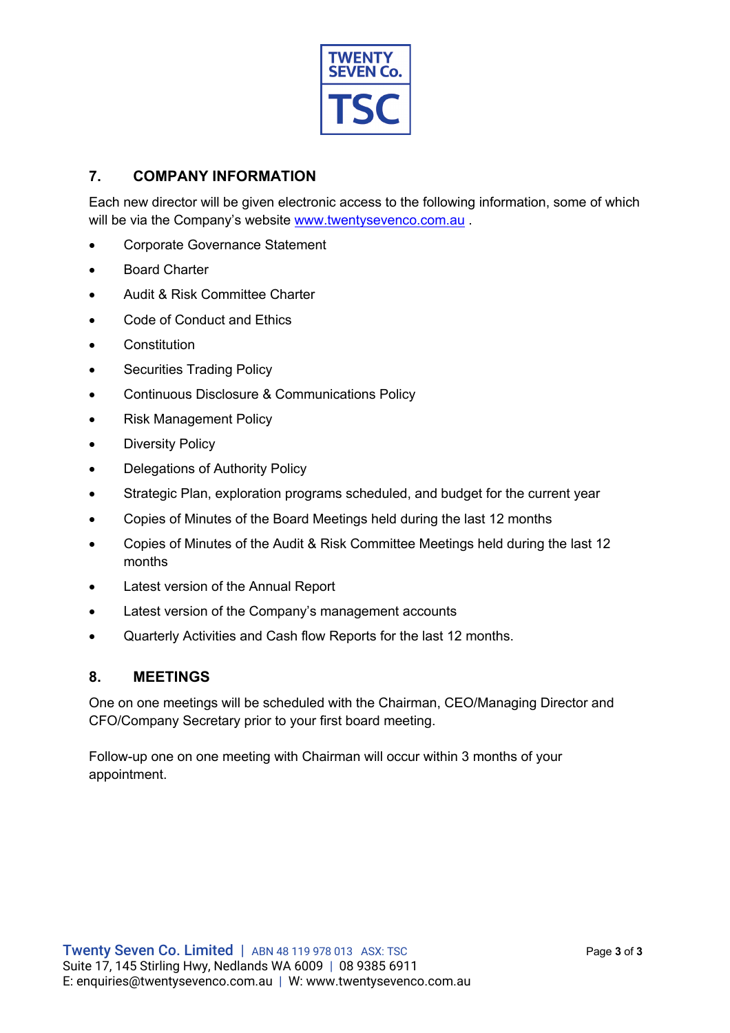## 7. COMPANY INFORMATION

Each new director will be given electronic access to the following information, some of which will be via the Company's website www.twentysevenco.com.au .

- Corporate Governance Statement
- Board Charter
- Audit & Risk Committee Charter
- Code of Conduct and Ethics
- Constitution
- Securities Trading Policy
- Continuous Disclosure & Communications Policy
- Risk Management Policy
- Diversity Policy
- Delegations of Authority Policy
- Strategic Plan, exploration programs scheduled, and budget for the current year
- Copies of Minutes of the Board Meetings held during the last 12 months
- Copies of Minutes of the Audit & Risk Committee Meetings held during the last 12 months
- Latest version of the Annual Report
- Latest version of the Company's management accounts
- Quarterly Activities and Cash flow Reports for the last 12 months.

## 8. MEETINGS

One on one meetings will be scheduled with the Chairman, CEO/Managing Director and CFO/Company Secretary prior to your first board meeting.

Follow-up one on one meeting with Chairman will occur within 3 months of your appointment.